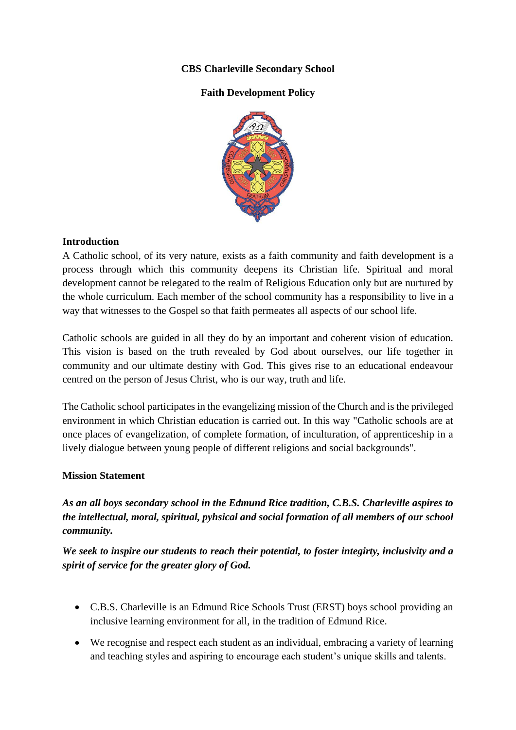**CBS Charleville Secondary School**

**Faith Development Policy**

## Introduction

A Catholic school, of its very nature, exists as a faith community and faith development is a process through which this community deepens its Christian life. Spiritual and moral development cannot be relegated to the realm of Religious Education only but are nurtured by the whole curriculum. Each member of the school community has a responsibility to live in a way that witnesses to the Gospel so that faith permeates all aspects of our school life.

Catholic schools are guided in all they do by an important and coherent vision of education. This vision is based on the truth revealed by God about ourselves, our life together in community and our ultimate destiny with God. This gives rise to an educational endeavour centred on the person of Jesus Christ, who is our way, truth and life.

The Catholic school participates in the evangelizing mission of the Church and is the privileged environment in which Christian education is carried out. In this way "Catholic schools are at once places of evangelization, of complete formation, of inculturation, of apprenticeship in a lively dialogue between young people of different religions and social backgrounds".

## Mission Statement

***As an all boys secondary school in the Edmund Rice tradition, C.B.S. Charleville aspires to the intellectual, moral, spiritual, pyhsical and social formation of all members of our school community.***

***We seek to inspire our students to reach their potential, to foster integirty, inclusivity and a spirit of service for the greater glory of God.***

- C.B.S. Charleville is an Edmund Rice Schools Trust (ERST) boys school providing an inclusive learning environment for all, in the tradition of Edmund Rice.
- We recognise and respect each student as an individual, embracing a variety of learning and teaching styles and aspiring to encourage each student's unique skills and talents.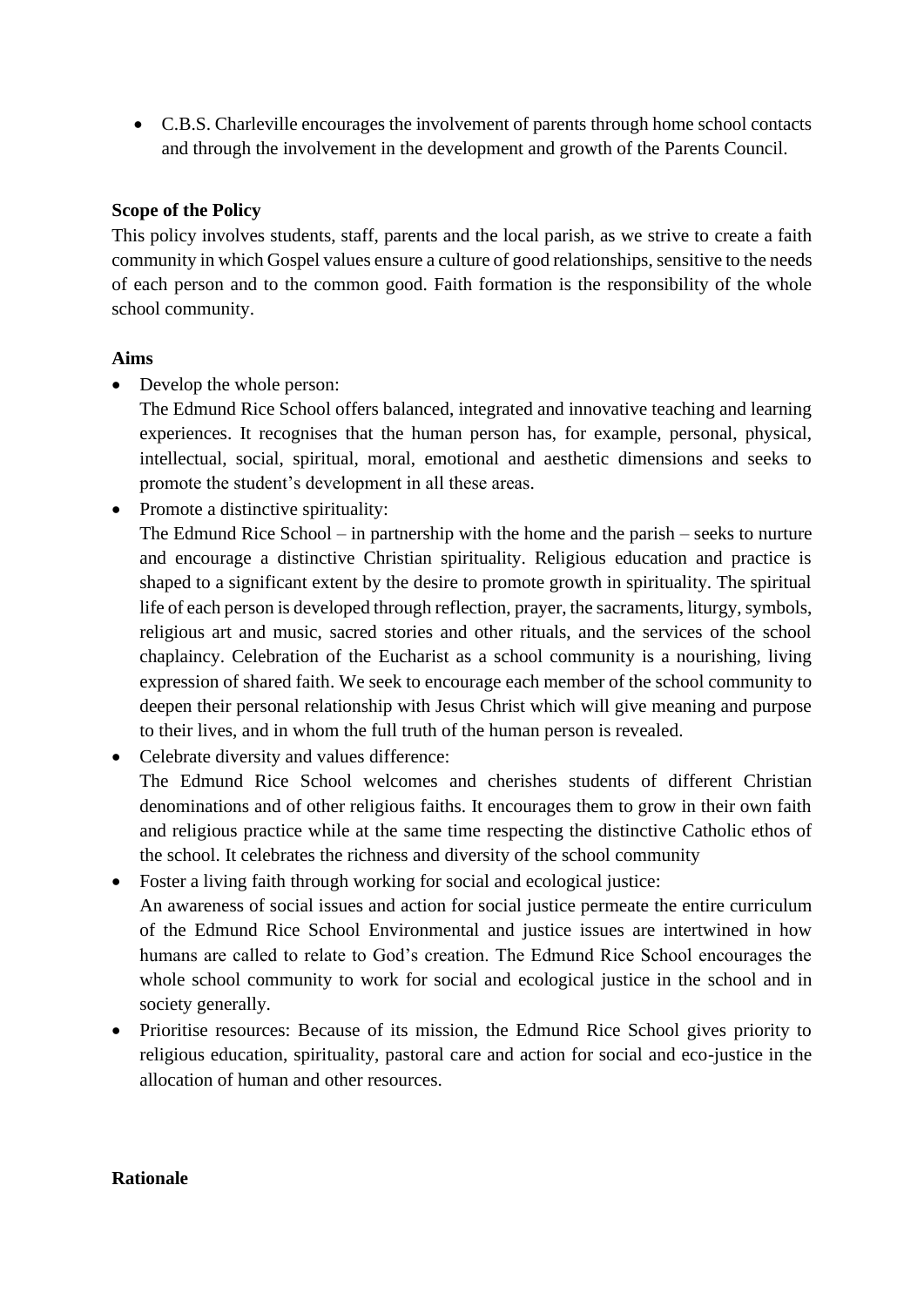- C.B.S. Charleville encourages the involvement of parents through home school contacts and through the involvement in the development and growth of the Parents Council.

**Scope of the Policy**

This policy involves students, staff, parents and the local parish, as we strive to create a faith community in which Gospel values ensure a culture of good relationships, sensitive to the needs of each person and to the common good. Faith formation is the responsibility of the whole school community.

**Aims**

- Develop the whole person:
  The Edmund Rice School offers balanced, integrated and innovative teaching and learning experiences. It recognises that the human person has, for example, personal, physical, intellectual, social, spiritual, moral, emotional and aesthetic dimensions and seeks to promote the student's development in all these areas.
- Promote a distinctive spirituality:
  The Edmund Rice School – in partnership with the home and the parish – seeks to nurture and encourage a distinctive Christian spirituality. Religious education and practice is shaped to a significant extent by the desire to promote growth in spirituality. The spiritual life of each person is developed through reflection, prayer, the sacraments, liturgy, symbols, religious art and music, sacred stories and other rituals, and the services of the school chaplaincy. Celebration of the Eucharist as a school community is a nourishing, living expression of shared faith. We seek to encourage each member of the school community to deepen their personal relationship with Jesus Christ which will give meaning and purpose to their lives, and in whom the full truth of the human person is revealed.
- Celebrate diversity and values difference:
  The Edmund Rice School welcomes and cherishes students of different Christian denominations and of other religious faiths. It encourages them to grow in their own faith and religious practice while at the same time respecting the distinctive Catholic ethos of the school. It celebrates the richness and diversity of the school community
- Foster a living faith through working for social and ecological justice:
  An awareness of social issues and action for social justice permeate the entire curriculum of the Edmund Rice School Environmental and justice issues are intertwined in how humans are called to relate to God's creation. The Edmund Rice School encourages the whole school community to work for social and ecological justice in the school and in society generally.
- Prioritise resources: Because of its mission, the Edmund Rice School gives priority to religious education, spirituality, pastoral care and action for social and eco-justice in the allocation of human and other resources.

**Rationale**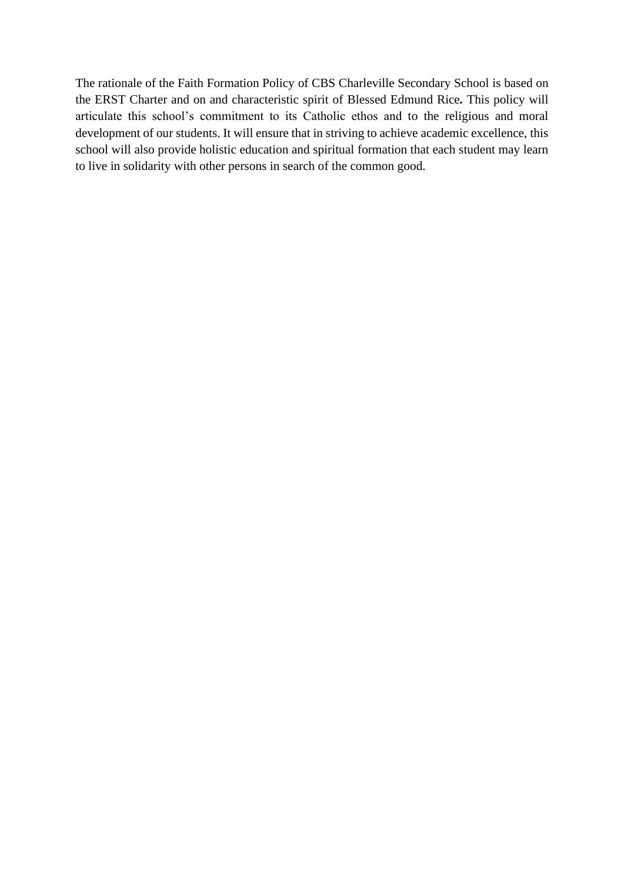The rationale of the Faith Formation Policy of CBS Charleville Secondary School is based on the ERST Charter and on and characteristic spirit of Blessed Edmund Rice**.** This policy will articulate this school's commitment to its Catholic ethos and to the religious and moral development of our students. It will ensure that in striving to achieve academic excellence, this school will also provide holistic education and spiritual formation that each student may learn to live in solidarity with other persons in search of the common good.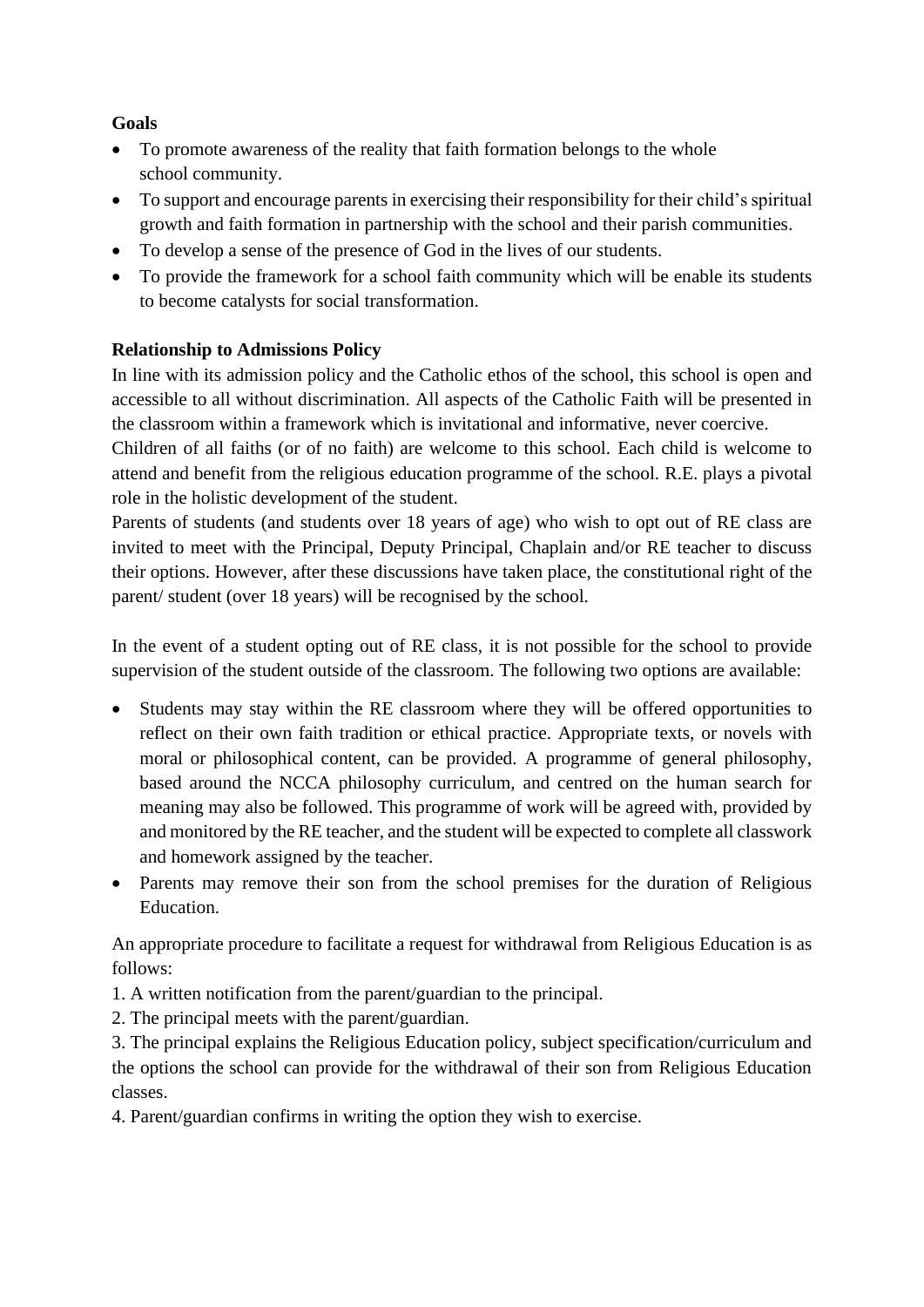**Goals**

- To promote awareness of the reality that faith formation belongs to the whole school community.
- To support and encourage parents in exercising their responsibility for their child's spiritual growth and faith formation in partnership with the school and their parish communities.
- To develop a sense of the presence of God in the lives of our students.
- To provide the framework for a school faith community which will be enable its students to become catalysts for social transformation.

**Relationship to Admissions Policy**

In line with its admission policy and the Catholic ethos of the school, this school is open and accessible to all without discrimination. All aspects of the Catholic Faith will be presented in the classroom within a framework which is invitational and informative, never coercive.
Children of all faiths (or of no faith) are welcome to this school. Each child is welcome to attend and benefit from the religious education programme of the school. R.E. plays a pivotal role in the holistic development of the student.
Parents of students (and students over 18 years of age) who wish to opt out of RE class are invited to meet with the Principal, Deputy Principal, Chaplain and/or RE teacher to discuss their options. However, after these discussions have taken place, the constitutional right of the parent/ student (over 18 years) will be recognised by the school.

In the event of a student opting out of RE class, it is not possible for the school to provide supervision of the student outside of the classroom. The following two options are available:

- Students may stay within the RE classroom where they will be offered opportunities to reflect on their own faith tradition or ethical practice. Appropriate texts, or novels with moral or philosophical content, can be provided. A programme of general philosophy, based around the NCCA philosophy curriculum, and centred on the human search for meaning may also be followed. This programme of work will be agreed with, provided by and monitored by the RE teacher, and the student will be expected to complete all classwork and homework assigned by the teacher.
- Parents may remove their son from the school premises for the duration of Religious Education.

An appropriate procedure to facilitate a request for withdrawal from Religious Education is as follows:

1. A written notification from the parent/guardian to the principal.
2. The principal meets with the parent/guardian.
3. The principal explains the Religious Education policy, subject specification/curriculum and the options the school can provide for the withdrawal of their son from Religious Education classes.
4. Parent/guardian confirms in writing the option they wish to exercise.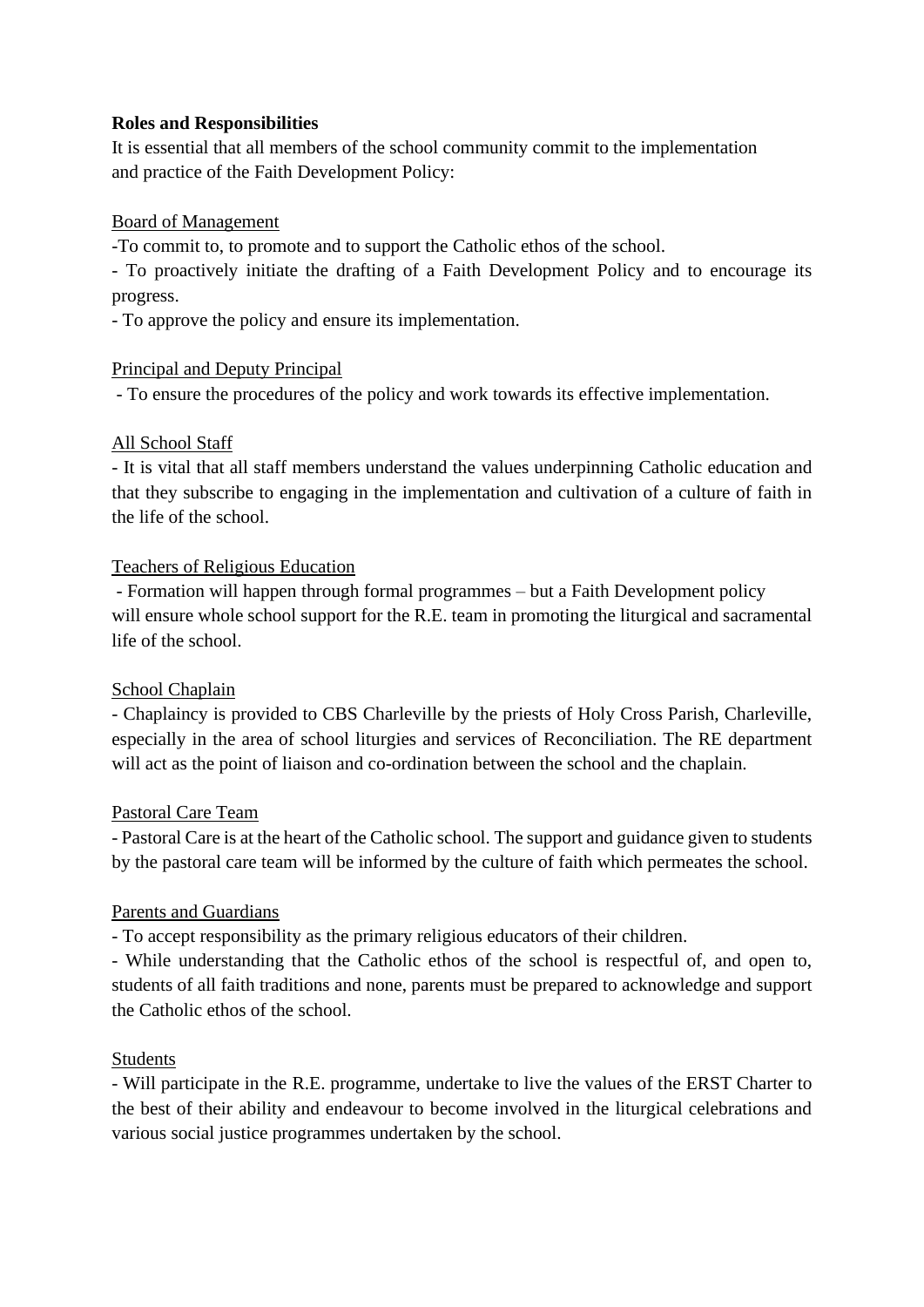**Roles and Responsibilities**

It is essential that all members of the school community commit to the implementation and practice of the Faith Development Policy:

Board of Management

-To commit to, to promote and to support the Catholic ethos of the school.

- To proactively initiate the drafting of a Faith Development Policy and to encourage its progress.

- To approve the policy and ensure its implementation.

Principal and Deputy Principal

- To ensure the procedures of the policy and work towards its effective implementation.

All School Staff

- It is vital that all staff members understand the values underpinning Catholic education and that they subscribe to engaging in the implementation and cultivation of a culture of faith in the life of the school.

Teachers of Religious Education

- Formation will happen through formal programmes – but a Faith Development policy will ensure whole school support for the R.E. team in promoting the liturgical and sacramental life of the school.

School Chaplain

- Chaplaincy is provided to CBS Charleville by the priests of Holy Cross Parish, Charleville, especially in the area of school liturgies and services of Reconciliation. The RE department will act as the point of liaison and co-ordination between the school and the chaplain.

Pastoral Care Team

- Pastoral Care is at the heart of the Catholic school. The support and guidance given to students by the pastoral care team will be informed by the culture of faith which permeates the school.

Parents and Guardians

- To accept responsibility as the primary religious educators of their children.

- While understanding that the Catholic ethos of the school is respectful of, and open to, students of all faith traditions and none, parents must be prepared to acknowledge and support the Catholic ethos of the school.

Students

- Will participate in the R.E. programme, undertake to live the values of the ERST Charter to the best of their ability and endeavour to become involved in the liturgical celebrations and various social justice programmes undertaken by the school.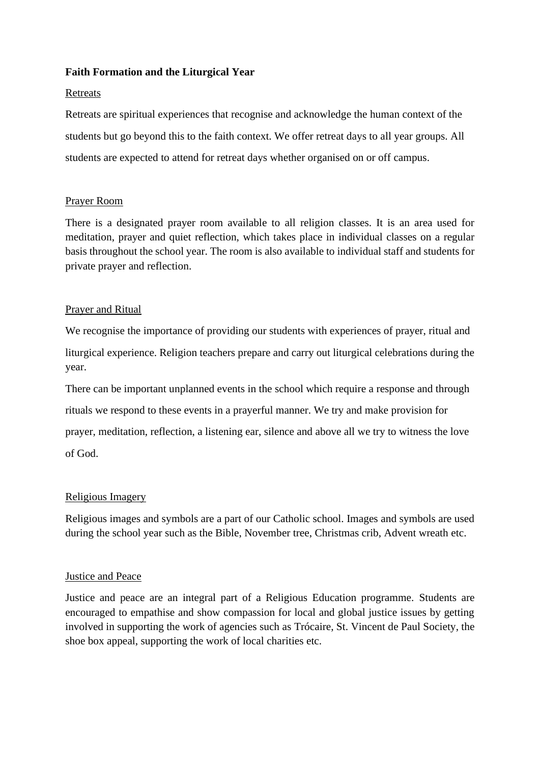**Faith Formation and the Liturgical Year**

<u>Retreats</u>

Retreats are spiritual experiences that recognise and acknowledge the human context of the students but go beyond this to the faith context. We offer retreat days to all year groups. All students are expected to attend for retreat days whether organised on or off campus.

<u>Prayer Room</u>

There is a designated prayer room available to all religion classes. It is an area used for meditation, prayer and quiet reflection, which takes place in individual classes on a regular basis throughout the school year. The room is also available to individual staff and students for private prayer and reflection.

<u>Prayer and Ritual</u>

We recognise the importance of providing our students with experiences of prayer, ritual and liturgical experience. Religion teachers prepare and carry out liturgical celebrations during the year.

There can be important unplanned events in the school which require a response and through rituals we respond to these events in a prayerful manner. We try and make provision for prayer, meditation, reflection, a listening ear, silence and above all we try to witness the love of God.

<u>Religious Imagery</u>

Religious images and symbols are a part of our Catholic school. Images and symbols are used during the school year such as the Bible, November tree, Christmas crib, Advent wreath etc.

<u>Justice and Peace</u>

Justice and peace are an integral part of a Religious Education programme. Students are encouraged to empathise and show compassion for local and global justice issues by getting involved in supporting the work of agencies such as Trócaire, St. Vincent de Paul Society, the shoe box appeal, supporting the work of local charities etc.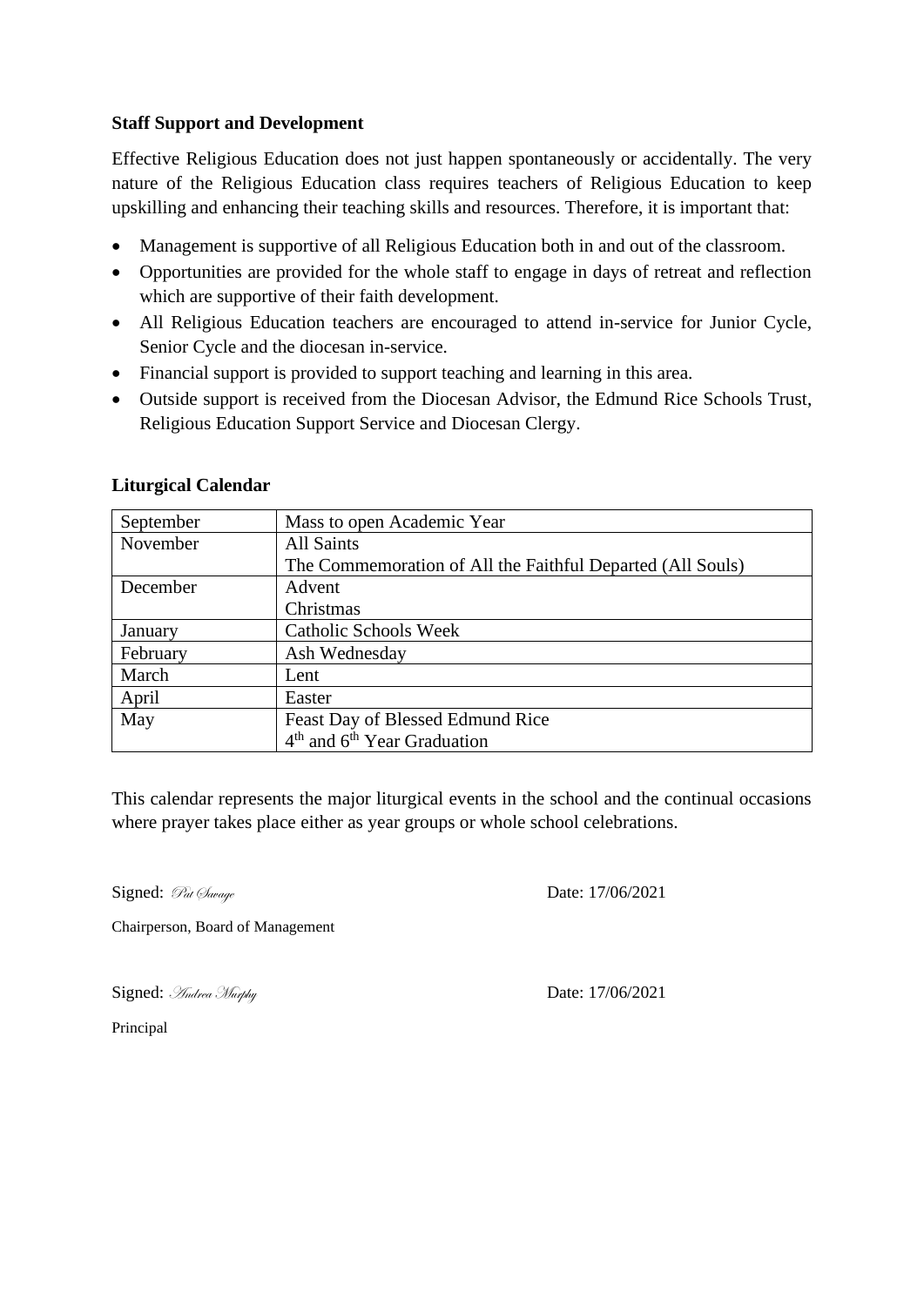**Staff Support and Development**

Effective Religious Education does not just happen spontaneously or accidentally. The very nature of the Religious Education class requires teachers of Religious Education to keep upskilling and enhancing their teaching skills and resources. Therefore, it is important that:

- Management is supportive of all Religious Education both in and out of the classroom.
- Opportunities are provided for the whole staff to engage in days of retreat and reflection which are supportive of their faith development.
- All Religious Education teachers are encouraged to attend in-service for Junior Cycle, Senior Cycle and the diocesan in-service.
- Financial support is provided to support teaching and learning in this area.
- Outside support is received from the Diocesan Advisor, the Edmund Rice Schools Trust, Religious Education Support Service and Diocesan Clergy.

**Liturgical Calendar**

| | |
|---|---|
| September | Mass to open Academic Year |
| November | All Saints<br>The Commemoration of All the Faithful Departed (All Souls) |
| December | Advent<br>Christmas |
| January | Catholic Schools Week |
| February | Ash Wednesday |
| March | Lent |
| April | Easter |
| May | Feast Day of Blessed Edmund Rice<br>4th and 6th Year Graduation |

This calendar represents the major liturgical events in the school and the continual occasions where prayer takes place either as year groups or whole school celebrations.

Signed: *Pat Savage* Date: 17/06/2021

Chairperson, Board of Management

Signed: *Andrea Murphy* Date: 17/06/2021

Principal